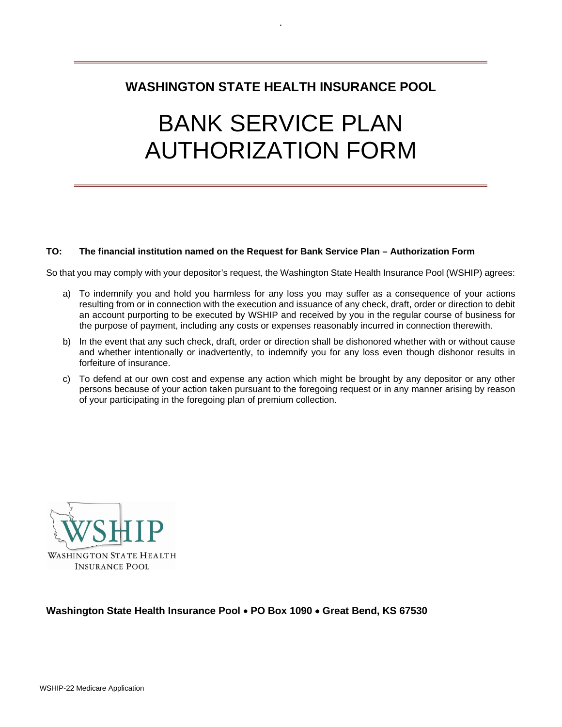## WASHINGTON STATE HEALTH INSURANCE POOL

# BANK SERVICE PLAN AUTHORIZATION FORM

**TO: The financial institution named on the Request for Bank Service Plan – Authorization Form**

So that you may comply with your depositor's request, the Washington State Health Insurance Pool (WSHIP) agrees:

a) To indemnify you and hold you harmless for any loss you may suffer as a consequence of your actions resulting from or in connection with the execution and issuance of any check, draft, order or direction to debit an account purporting to be executed by WSHIP and received by you in the regular course of business for the purpose of payment, including any costs or expenses reasonably incurred in connection therewith.

b) In the event that any such check, draft, order or direction shall be dishonored whether with or without cause and whether intentionally or inadvertently, to indemnify you for any loss even though dishonor results in forfeiture of insurance.

c) To defend at our own cost and expense any action which might be brought by any depositor or any other persons because of your action taken pursuant to the foregoing request or in any manner arising by reason of your participating in the foregoing plan of premium collection.

WSHIP
WASHINGTON STATE HEALTH INSURANCE POOL

**Washington State Health Insurance Pool • PO Box 1090 • Great Bend, KS 67530**

WSHIP-22 Medicare Application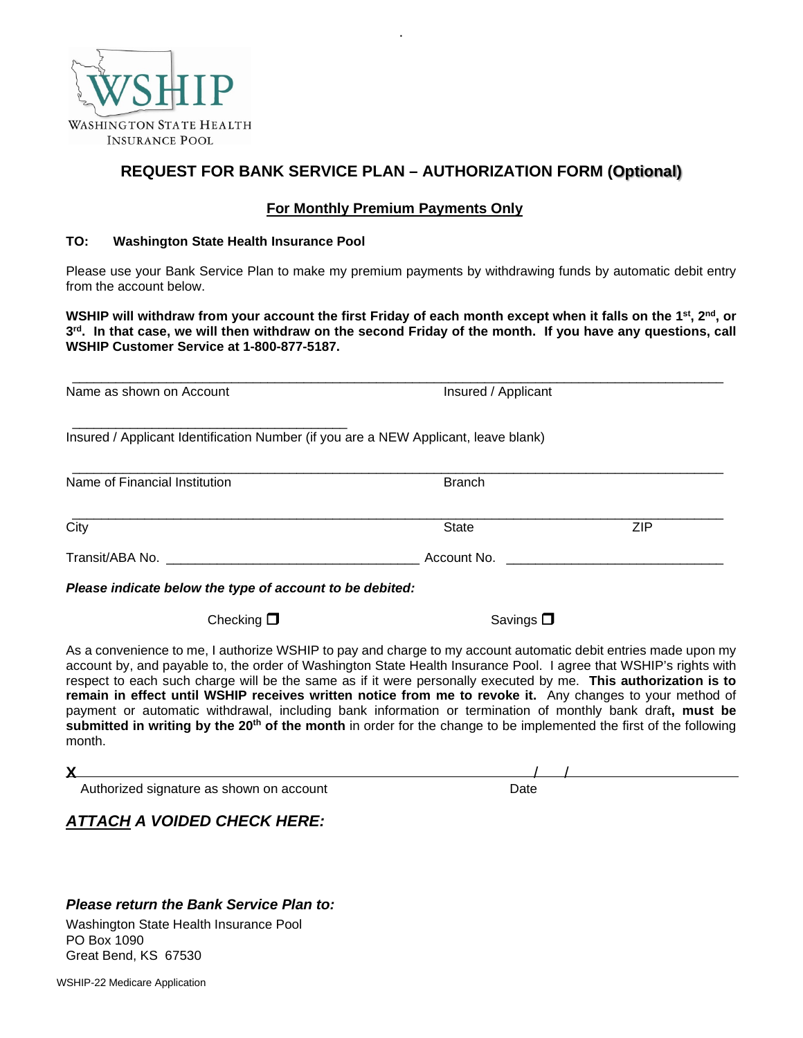WSHIP
WASHINGTON STATE HEALTH INSURANCE POOL

## REQUEST FOR BANK SERVICE PLAN – AUTHORIZATION FORM (Optional)

**For Monthly Premium Payments Only**

**TO: Washington State Health Insurance Pool**

Please use your Bank Service Plan to make my premium payments by withdrawing funds by automatic debit entry from the account below.

**WSHIP will withdraw from your account the first Friday of each month except when it falls on the 1st, 2nd, or 3rd. In that case, we will then withdraw on the second Friday of the month. If you have any questions, call WSHIP Customer Service at 1-800-877-5187.**

\_\_\_\_\_\_\_\_\_\_\_\_\_\_\_\_\_\_\_\_\_\_\_\_\_\_\_\_\_\_\_\_\_\_\_\_\_\_\_\_\_\_\_\_\_\_\_\_\_\_\_\_\_\_\_\_\_\_\_\_\_\_\_\_\_\_\_\_

Name as shown on Account Insured / Applicant

\_\_\_\_\_\_\_\_\_\_\_\_\_\_\_\_\_\_\_\_\_\_\_\_\_\_\_\_\_\_\_\_\_\_\_\_\_\_

Insured / Applicant Identification Number (if you are a NEW Applicant, leave blank)

\_\_\_\_\_\_\_\_\_\_\_\_\_\_\_\_\_\_\_\_\_\_\_\_\_\_\_\_\_\_\_\_\_\_\_\_\_\_\_\_\_\_\_\_\_\_\_\_\_\_\_\_\_\_\_\_\_\_\_\_\_\_\_\_\_\_\_\_

Name of Financial Institution Branch

\_\_\_\_\_\_\_\_\_\_\_\_\_\_\_\_\_\_\_\_\_\_\_\_\_\_\_\_\_\_\_\_\_\_\_\_\_\_\_\_\_\_\_\_\_\_\_\_\_\_\_\_\_\_\_\_\_\_\_\_\_\_\_\_\_\_\_\_

City State ZIP

Transit/ABA No. \_\_\_\_\_\_\_\_\_\_\_\_\_\_\_\_\_\_\_\_\_\_\_\_\_\_\_\_\_\_\_\_\_\_ Account No. \_\_\_\_\_\_\_\_\_\_\_\_\_\_\_\_\_\_\_\_\_\_\_\_\_\_\_\_\_\_

***Please indicate below the type of account to be debited:***

Checking ☐ Savings ☐

As a convenience to me, I authorize WSHIP to pay and charge to my account automatic debit entries made upon my account by, and payable to, the order of Washington State Health Insurance Pool. I agree that WSHIP's rights with respect to each such charge will be the same as if it were personally executed by me. **This authorization is to remain in effect until WSHIP receives written notice from me to revoke it.** Any changes to your method of payment or automatic withdrawal, including bank information or termination of monthly bank draft**, must be submitted in writing by the 20th of the month** in order for the change to be implemented the first of the following month.

**X**\_\_\_\_\_\_\_\_\_\_\_\_\_\_\_\_\_\_\_\_\_\_\_\_\_\_\_\_\_\_\_\_\_\_\_\_\_\_\_\_\_\_\_\_\_\_\_\_\_\_\_\_ \_\_\_/\_\_\_/\_\_\_

Authorized signature as shown on account Date

***ATTACH A VOIDED CHECK HERE:***

***Please return the Bank Service Plan to:***

Washington State Health Insurance Pool
PO Box 1090
Great Bend, KS 67530

WSHIP-22 Medicare Application